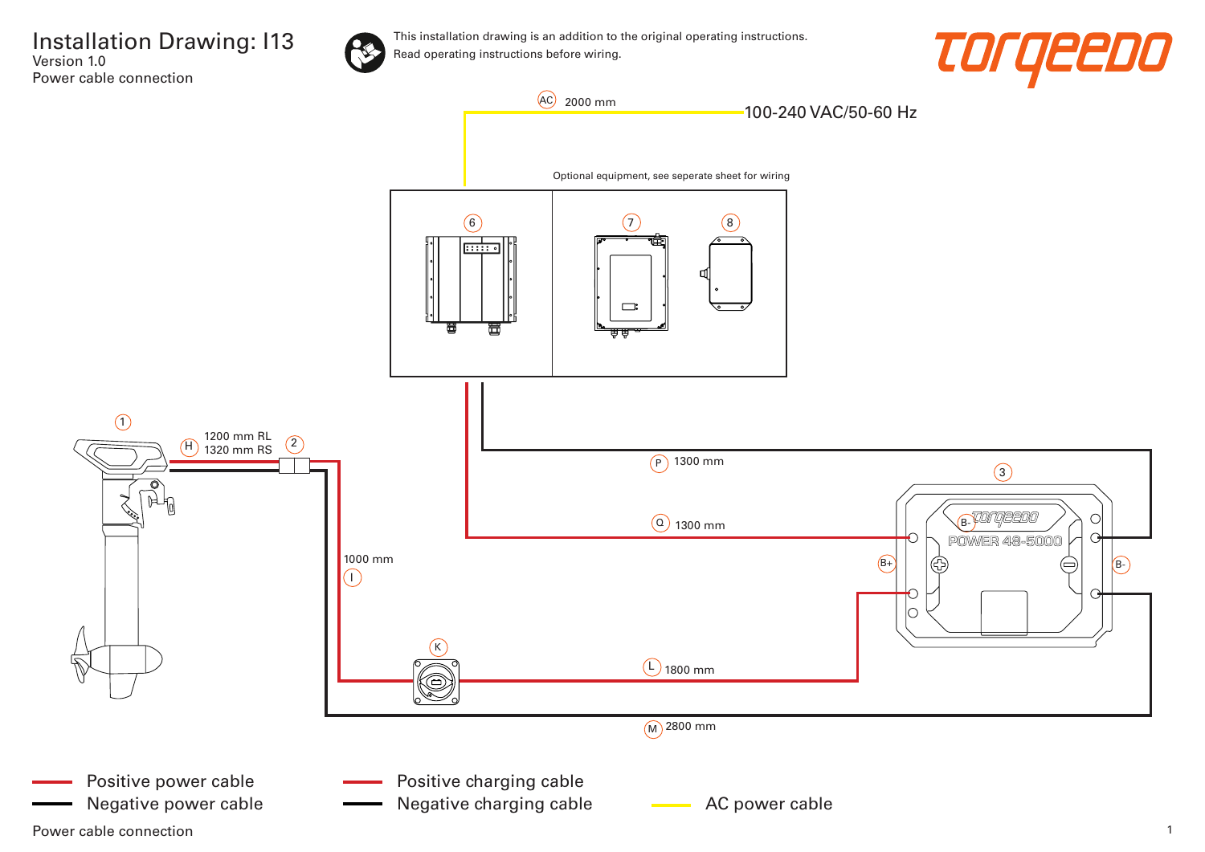# Installation Drawing: I13

Version 1.0

Power cable connection

This installation drawing is an addition to the original operating instructions.
Read operating instructions before wiring.

torqeedo

AC 2000 mm

100-240 VAC/50-60 Hz

Optional equipment, see seperate sheet for wiring

6

7

8

1

H 1200 mm RL
1320 mm RS

2

P 1300 mm

3

Q 1300 mm

B-

POWER 48-5000

B+

B-

1000 mm

I

K

L 1800 mm

M 2800 mm

| Legend | |
|---|---|
| Positive power cable | Positive charging cable |
| Negative power cable | Negative charging cable |
| AC power cable | |

Power cable connection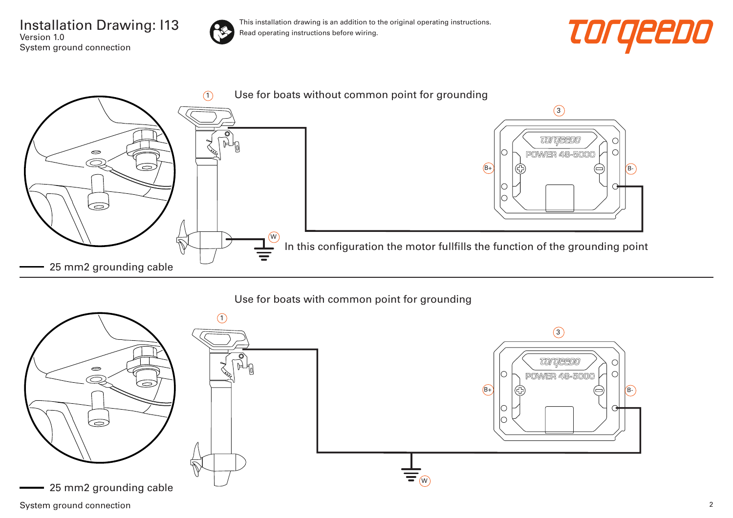# Installation Drawing: I13

Version 1.0

System ground connection

This installation drawing is an addition to the original operating instructions.
Read operating instructions before wiring.

torqeedo

1 Use for boats without common point for grounding

3

POWER 48-5000

B+

B-

W

In this configuration the motor fullfills the function of the grounding point

25 mm2 grounding cable

Use for boats with common point for grounding

1

3

POWER 48-5000

B+

B-

W

25 mm2 grounding cable

System ground connection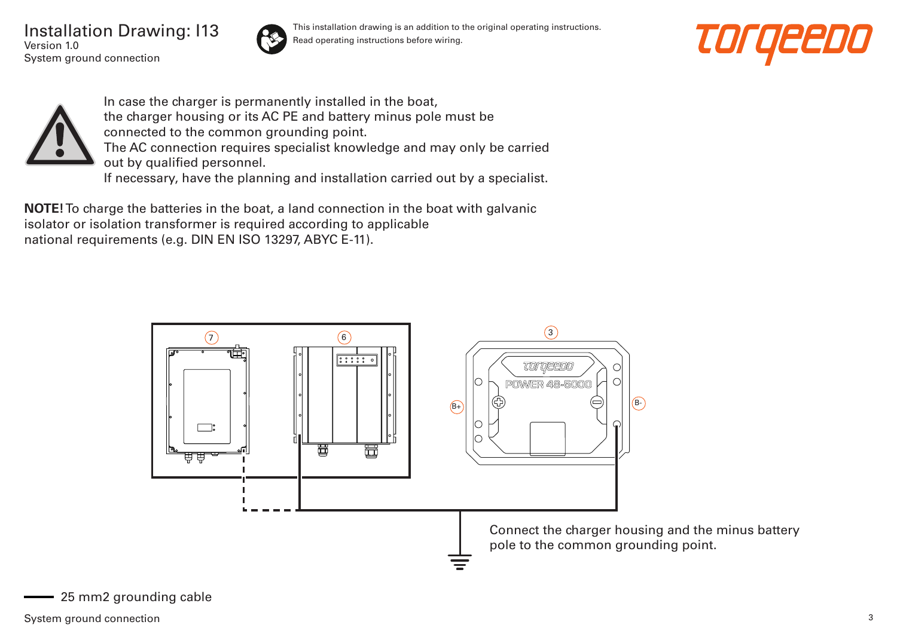# Installation Drawing: I13

Version 1.0

System ground connection

This installation drawing is an addition to the original operating instructions.
Read operating instructions before wiring.

In case the charger is permanently installed in the boat, the charger housing or its AC PE and battery minus pole must be connected to the common grounding point.
The AC connection requires specialist knowledge and may only be carried out by qualified personnel.
If necessary, have the planning and installation carried out by a specialist.

**NOTE!** To charge the batteries in the boat, a land connection in the boat with galvanic isolator or isolation transformer is required according to applicable national requirements (e.g. DIN EN ISO 13297, ABYC E-11).

7 6 3

POWER 48-5000

B+ B-

Connect the charger housing and the minus battery pole to the common grounding point.

25 mm2 grounding cable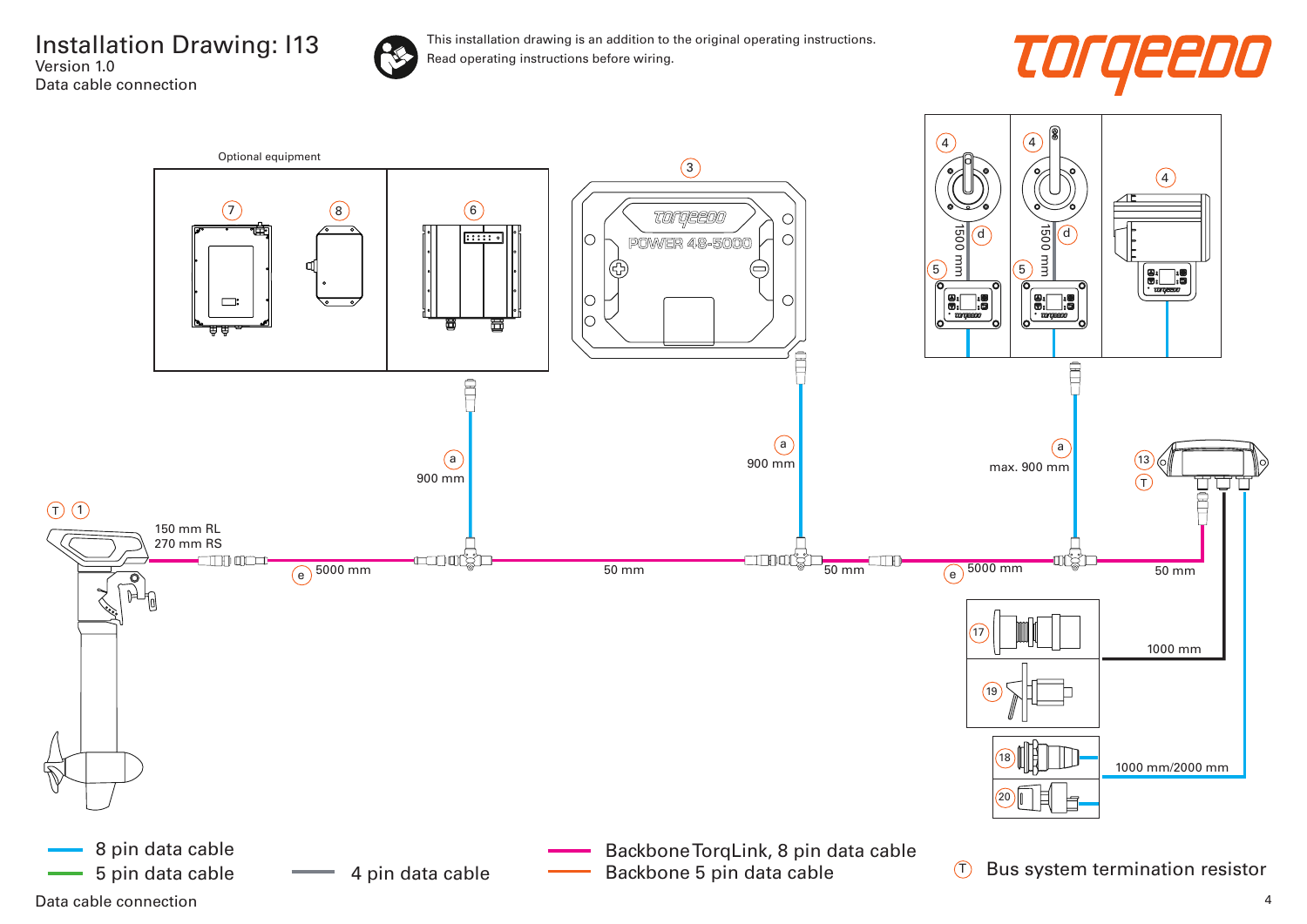# Installation Drawing: I13

Version 1.0

Data cable connection

This installation drawing is an addition to the original operating instructions.
Read operating instructions before wiring.

torqeedo

Optional equipment

7 8 6 3 4 4 4

POWER 48-5000

1500 mm d 5

1500 mm d 5

a 900 mm

a 900 mm

a max. 900 mm

13 T

T 1

150 mm RL
270 mm RS

e 5000 mm

50 mm

50 mm

e 5000 mm

50 mm

17

19

1000 mm

18

20

1000 mm/2000 mm

- 8 pin data cable
- 5 pin data cable
- 4 pin data cable
- Backbone TorqLink, 8 pin data cable
- Backbone 5 pin data cable
- T Bus system termination resistor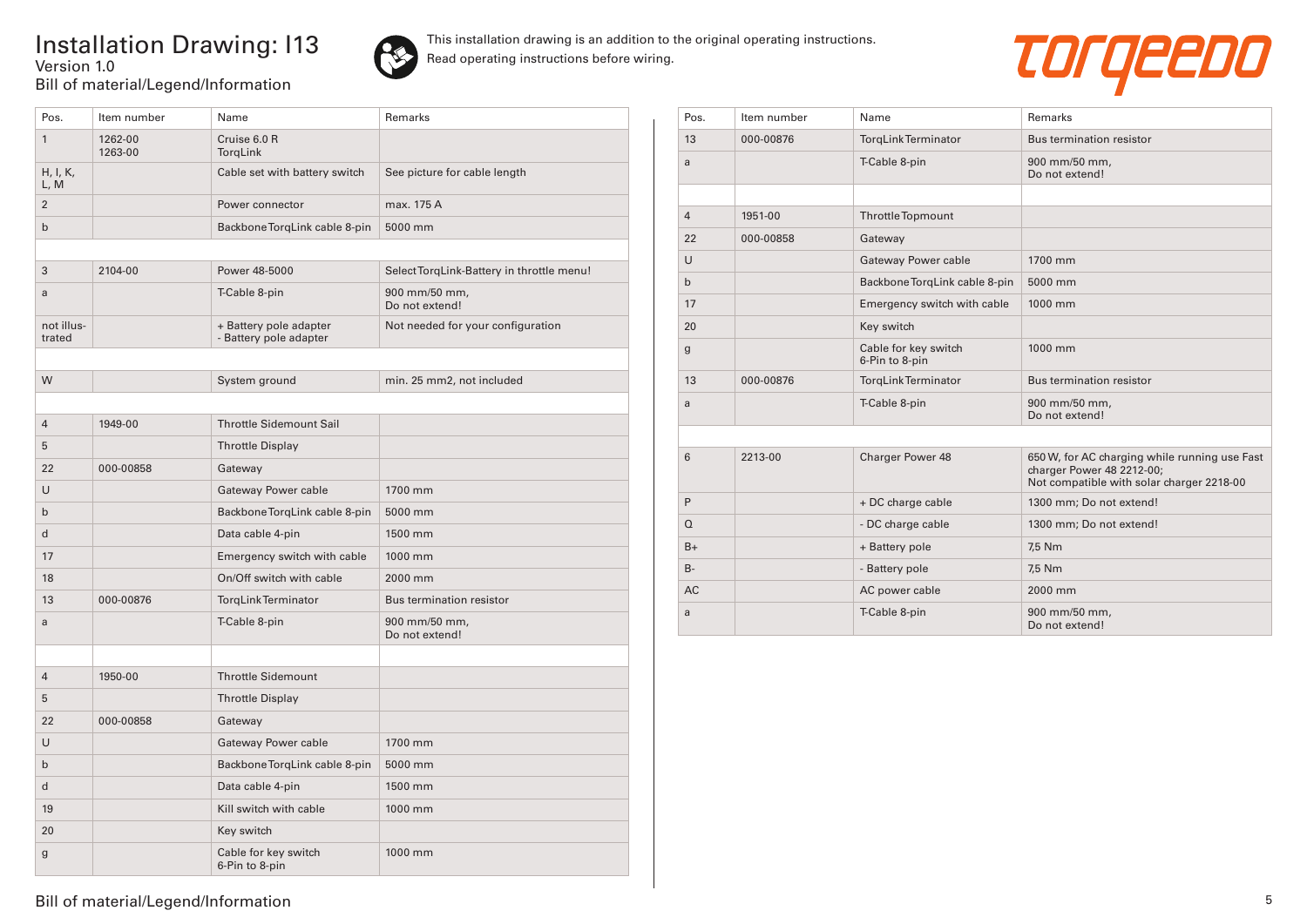# Installation Drawing: I13

Version 1.0

Bill of material/Legend/Information

This installation drawing is an addition to the original operating instructions. Read operating instructions before wiring.

| Pos. | Item number | Name | Remarks |
|---|---|---|---|
| 1 | 1262-00<br>1263-00 | Cruise 6.0 R<br>TorqLink | |
| H, I, K, L, M | | Cable set with battery switch | See picture for cable length |
| 2 | | Power connector | max. 175 A |
| b | | Backbone TorqLink cable 8-pin | 5000 mm |
| | | | |
| 3 | 2104-00 | Power 48-5000 | Select TorqLink-Battery in throttle menu! |
| a | | T-Cable 8-pin | 900 mm/50 mm,<br>Do not extend! |
| not illustrated | | + Battery pole adapter<br>- Battery pole adapter | Not needed for your configuration |
| | | | |
| W | | System ground | min. 25 mm2, not included |
| | | | |
| 4 | 1949-00 | Throttle Sidemount Sail | |
| 5 | | Throttle Display | |
| 22 | 000-00858 | Gateway | |
| U | | Gateway Power cable | 1700 mm |
| b | | Backbone TorqLink cable 8-pin | 5000 mm |
| d | | Data cable 4-pin | 1500 mm |
| 17 | | Emergency switch with cable | 1000 mm |
| 18 | | On/Off switch with cable | 2000 mm |
| 13 | 000-00876 | TorqLink Terminator | Bus termination resistor |
| a | | T-Cable 8-pin | 900 mm/50 mm,<br>Do not extend! |
| | | | |
| 4 | 1950-00 | Throttle Sidemount | |
| 5 | | Throttle Display | |
| 22 | 000-00858 | Gateway | |
| U | | Gateway Power cable | 1700 mm |
| b | | Backbone TorqLink cable 8-pin | 5000 mm |
| d | | Data cable 4-pin | 1500 mm |
| 19 | | Kill switch with cable | 1000 mm |
| 20 | | Key switch | |
| g | | Cable for key switch<br>6-Pin to 8-pin | 1000 mm |

| Pos. | Item number | Name | Remarks |
|---|---|---|---|
| 13 | 000-00876 | TorqLink Terminator | Bus termination resistor |
| a | | T-Cable 8-pin | 900 mm/50 mm,<br>Do not extend! |
| | | | |
| 4 | 1951-00 | Throttle Topmount | |
| 22 | 000-00858 | Gateway | |
| U | | Gateway Power cable | 1700 mm |
| b | | Backbone TorqLink cable 8-pin | 5000 mm |
| 17 | | Emergency switch with cable | 1000 mm |
| 20 | | Key switch | |
| g | | Cable for key switch<br>6-Pin to 8-pin | 1000 mm |
| 13 | 000-00876 | TorqLink Terminator | Bus termination resistor |
| a | | T-Cable 8-pin | 900 mm/50 mm,<br>Do not extend! |
| | | | |
| 6 | 2213-00 | Charger Power 48 | 650 W, for AC charging while running use Fast charger Power 48 2212-00;<br>Not compatible with solar charger 2218-00 |
| P | | + DC charge cable | 1300 mm; Do not extend! |
| Q | | - DC charge cable | 1300 mm; Do not extend! |
| B+ | | + Battery pole | 7,5 Nm |
| B- | | - Battery pole | 7,5 Nm |
| AC | | AC power cable | 2000 mm |
| a | | T-Cable 8-pin | 900 mm/50 mm,<br>Do not extend! |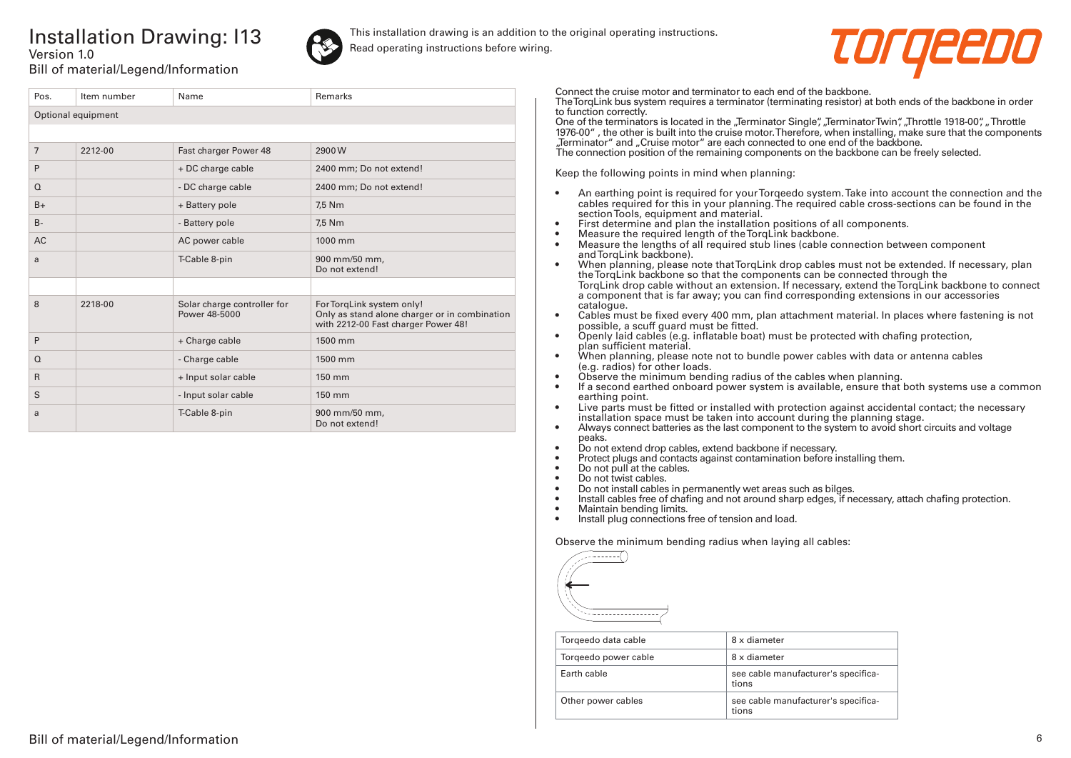# Installation Drawing: I13

Version 1.0

Bill of material/Legend/Information

This installation drawing is an addition to the original operating instructions.
Read operating instructions before wiring.

| Pos. | Item number | Name | Remarks |
|---|---|---|---|
| Optional equipment | | | |
| | | | |
| 7 | 2212-00 | Fast charger Power 48 | 2900 W |
| P | | + DC charge cable | 2400 mm; Do not extend! |
| Q | | - DC charge cable | 2400 mm; Do not extend! |
| B+ | | + Battery pole | 7,5 Nm |
| B- | | - Battery pole | 7,5 Nm |
| AC | | AC power cable | 1000 mm |
| a | | T-Cable 8-pin | 900 mm/50 mm, Do not extend! |
| | | | |
| 8 | 2218-00 | Solar charge controller for Power 48-5000 | For TorqLink system only! Only as stand alone charger or in combination with 2212-00 Fast charger Power 48! |
| P | | + Charge cable | 1500 mm |
| Q | | - Charge cable | 1500 mm |
| R | | + Input solar cable | 150 mm |
| S | | - Input solar cable | 150 mm |
| a | | T-Cable 8-pin | 900 mm/50 mm, Do not extend! |

Connect the cruise motor and terminator to each end of the backbone.
The TorqLink bus system requires a terminator (terminating resistor) at both ends of the backbone in order to function correctly.
One of the terminators is located in the „Terminator Single", „Terminator Twin", „Throttle 1918-00", „Throttle 1976-00" , the other is built into the cruise motor. Therefore, when installing, make sure that the components „Terminator" and „Cruise motor" are each connected to one end of the backbone.
The connection position of the remaining components on the backbone can be freely selected.

Keep the following points in mind when planning:

- An earthing point is required for your Torqeedo system. Take into account the connection and the cables required for this in your planning. The required cable cross-sections can be found in the section Tools, equipment and material.
- First determine and plan the installation positions of all components.
- Measure the required length of the TorqLink backbone.
- Measure the lengths of all required stub lines (cable connection between component and TorqLink backbone).
- When planning, please note that TorqLink drop cables must not be extended. If necessary, plan the TorqLink backbone so that the components can be connected through the TorqLink drop cable without an extension. If necessary, extend the TorqLink backbone to connect a component that is far away; you can find corresponding extensions in our accessories catalogue.
- Cables must be fixed every 400 mm, plan attachment material. In places where fastening is not possible, a scuff guard must be fitted.
- Openly laid cables (e.g. inflatable boat) must be protected with chafing protection, plan sufficient material.
- When planning, please note not to bundle power cables with data or antenna cables (e.g. radios) for other loads.
- Observe the minimum bending radius of the cables when planning.
- If a second earthed onboard power system is available, ensure that both systems use a common earthing point.
- Live parts must be fitted or installed with protection against accidental contact; the necessary installation space must be taken into account during the planning stage.
- Always connect batteries as the last component to the system to avoid short circuits and voltage peaks.
- Do not extend drop cables, extend backbone if necessary.
- Protect plugs and contacts against contamination before installing them.
- Do not pull at the cables.
- Do not twist cables.
- Do not install cables in permanently wet areas such as bilges.
- Install cables free of chafing and not around sharp edges, if necessary, attach chafing protection.
- Maintain bending limits.
- Install plug connections free of tension and load.

Observe the minimum bending radius when laying all cables:

| Torqeedo data cable | 8 x diameter |
|---|---|
| Torqeedo power cable | 8 x diameter |
| Earth cable | see cable manufacturer's specifications |
| Other power cables | see cable manufacturer's specifications |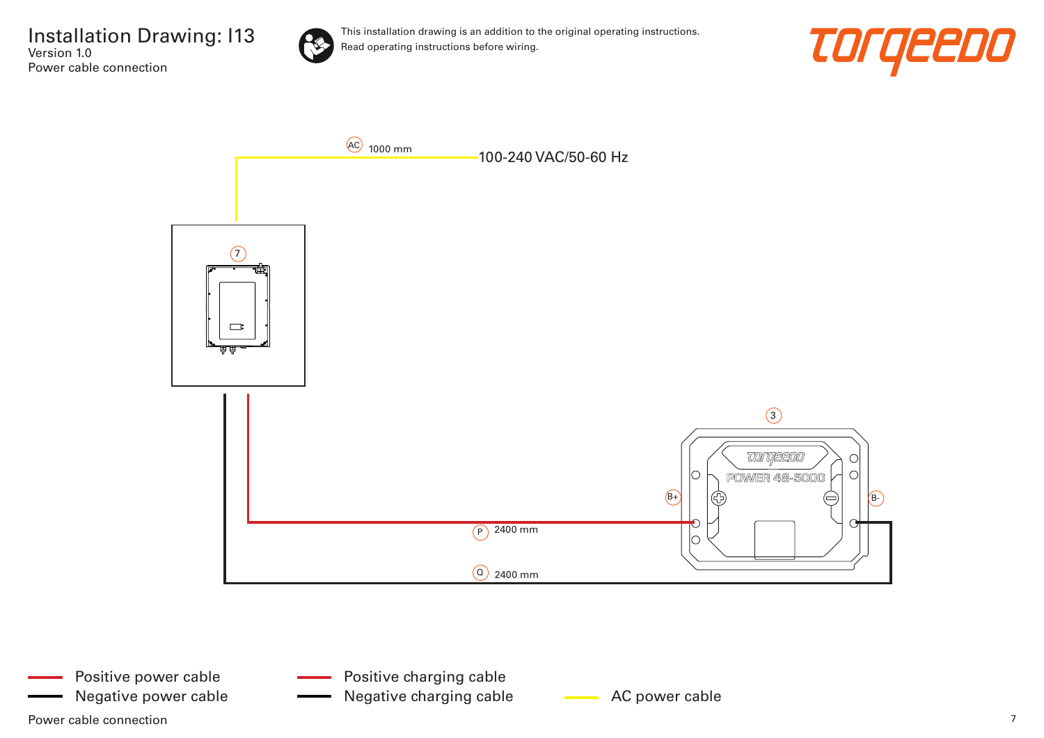# Installation Drawing: I13

Version 1.0

Power cable connection

This installation drawing is an addition to the original operating instructions.
Read operating instructions before wiring.

torqeedo

AC 1000 mm

100-240 VAC/50-60 Hz

7

3

POWER 48-5000

B+

B-

P 2400 mm

Q 2400 mm

- Positive power cable
- Negative power cable
- Positive charging cable
- Negative charging cable
- AC power cable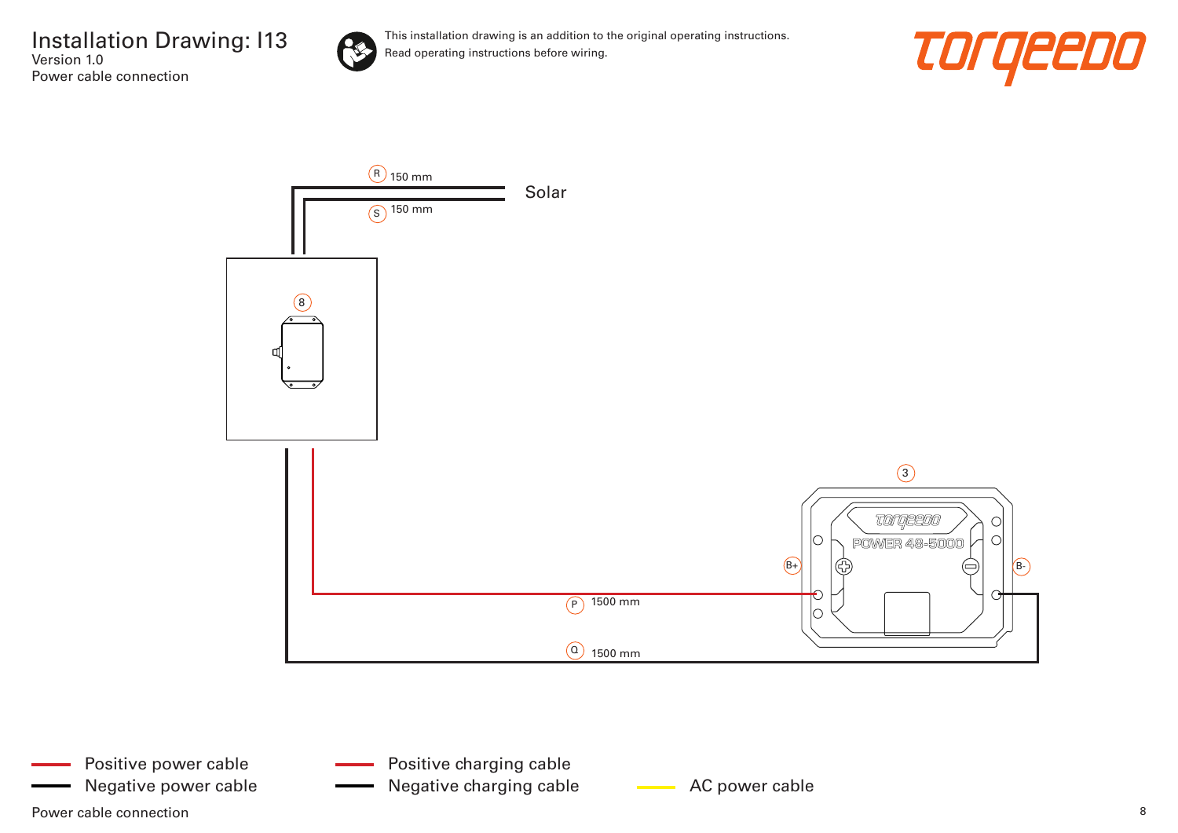# Installation Drawing: I13

Version 1.0

Power cable connection

This installation drawing is an addition to the original operating instructions.
Read operating instructions before wiring.

torqeedo

R 150 mm

S 150 mm

Solar

8

3

POWER 48-5000

B+

B-

P 1500 mm

Q 1500 mm

Positive power cable

Negative power cable

Positive charging cable

Negative charging cable

AC power cable